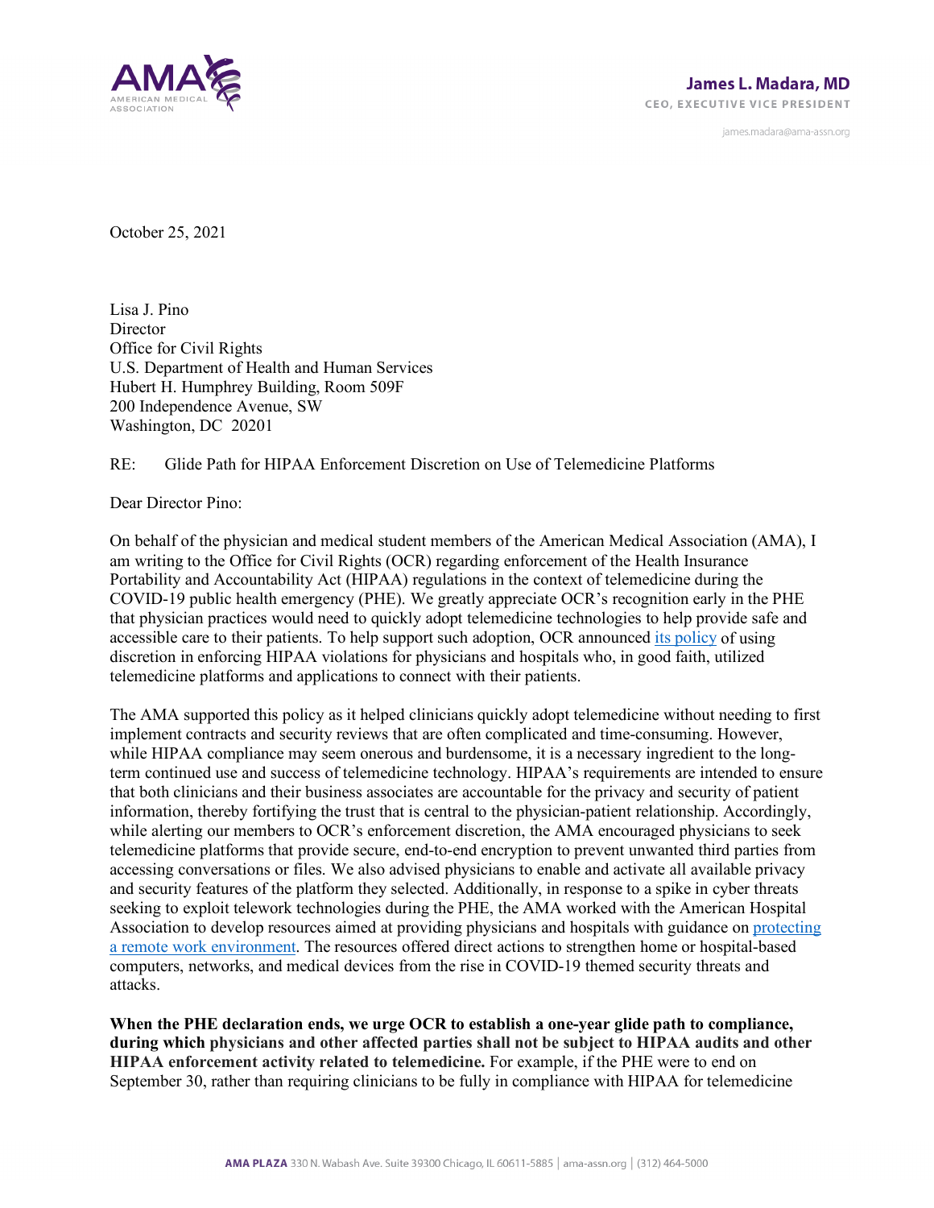**James L. Madara, MD**
CEO, EXECUTIVE VICE PRESIDENT

james.madara@ama-assn.org

October 25, 2021

Lisa J. Pino
Director
Office for Civil Rights
U.S. Department of Health and Human Services
Hubert H. Humphrey Building, Room 509F
200 Independence Avenue, SW
Washington, DC 20201

RE: Glide Path for HIPAA Enforcement Discretion on Use of Telemedicine Platforms

Dear Director Pino:

On behalf of the physician and medical student members of the American Medical Association (AMA), I am writing to the Office for Civil Rights (OCR) regarding enforcement of the Health Insurance Portability and Accountability Act (HIPAA) regulations in the context of telemedicine during the COVID-19 public health emergency (PHE). We greatly appreciate OCR's recognition early in the PHE that physician practices would need to quickly adopt telemedicine technologies to help provide safe and accessible care to their patients. To help support such adoption, OCR announced its policy of using discretion in enforcing HIPAA violations for physicians and hospitals who, in good faith, utilized telemedicine platforms and applications to connect with their patients.

The AMA supported this policy as it helped clinicians quickly adopt telemedicine without needing to first implement contracts and security reviews that are often complicated and time-consuming. However, while HIPAA compliance may seem onerous and burdensome, it is a necessary ingredient to the long-term continued use and success of telemedicine technology. HIPAA's requirements are intended to ensure that both clinicians and their business associates are accountable for the privacy and security of patient information, thereby fortifying the trust that is central to the physician-patient relationship. Accordingly, while alerting our members to OCR's enforcement discretion, the AMA encouraged physicians to seek telemedicine platforms that provide secure, end-to-end encryption to prevent unwanted third parties from accessing conversations or files. We also advised physicians to enable and activate all available privacy and security features of the platform they selected. Additionally, in response to a spike in cyber threats seeking to exploit telework technologies during the PHE, the AMA worked with the American Hospital Association to develop resources aimed at providing physicians and hospitals with guidance on protecting a remote work environment. The resources offered direct actions to strengthen home or hospital-based computers, networks, and medical devices from the rise in COVID-19 themed security threats and attacks.

**When the PHE declaration ends, we urge OCR to establish a one-year glide path to compliance, during which physicians and other affected parties shall not be subject to HIPAA audits and other HIPAA enforcement activity related to telemedicine.** For example, if the PHE were to end on September 30, rather than requiring clinicians to be fully in compliance with HIPAA for telemedicine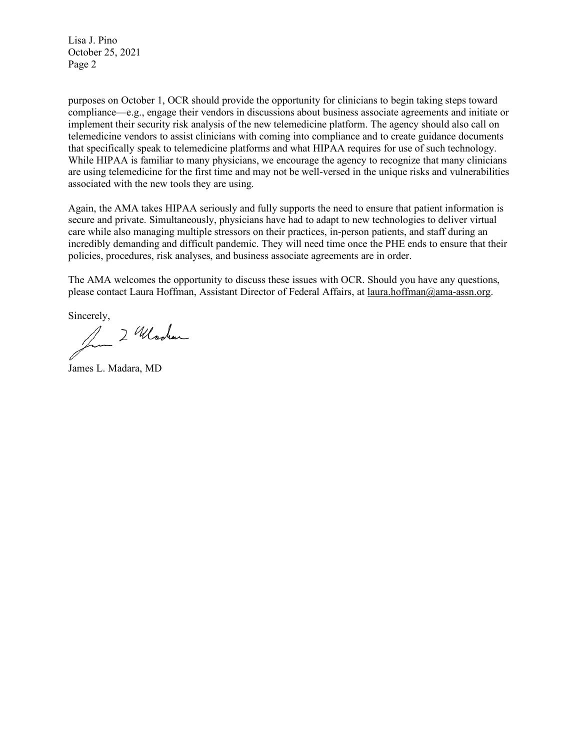purposes on October 1, OCR should provide the opportunity for clinicians to begin taking steps toward compliance—e.g., engage their vendors in discussions about business associate agreements and initiate or implement their security risk analysis of the new telemedicine platform. The agency should also call on telemedicine vendors to assist clinicians with coming into compliance and to create guidance documents that specifically speak to telemedicine platforms and what HIPAA requires for use of such technology. While HIPAA is familiar to many physicians, we encourage the agency to recognize that many clinicians are using telemedicine for the first time and may not be well-versed in the unique risks and vulnerabilities associated with the new tools they are using.

Again, the AMA takes HIPAA seriously and fully supports the need to ensure that patient information is secure and private. Simultaneously, physicians have had to adapt to new technologies to deliver virtual care while also managing multiple stressors on their practices, in-person patients, and staff during an incredibly demanding and difficult pandemic. They will need time once the PHE ends to ensure that their policies, procedures, risk analyses, and business associate agreements are in order.

The AMA welcomes the opportunity to discuss these issues with OCR. Should you have any questions, please contact Laura Hoffman, Assistant Director of Federal Affairs, at laura.hoffman@ama-assn.org.

Sincerely,

James L. Madara, MD